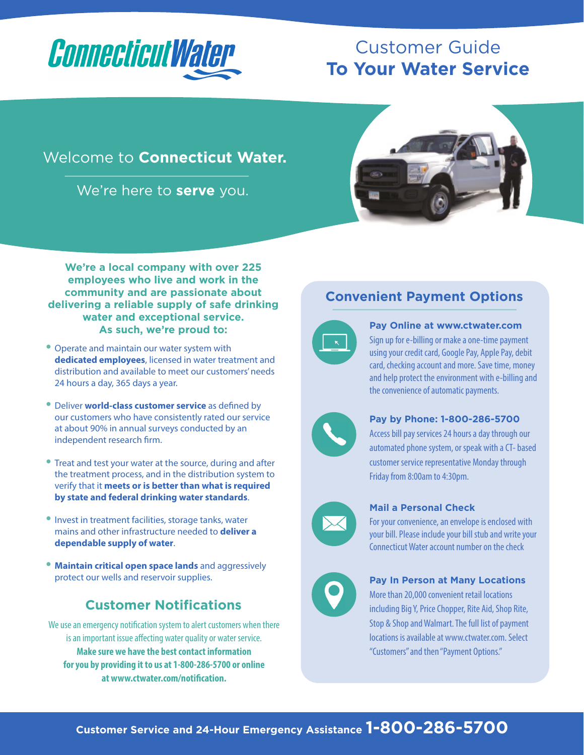# Connecticut Water

## Customer Guide To Your Water Service

Welcome to **Connecticut Water.**

We're here to **serve** you.

**We're a local company with over 225 employees who live and work in the community and are passionate about delivering a reliable supply of safe drinking water and exceptional service. As such, we're proud to:**

- Operate and maintain our water system with **dedicated employees**, licensed in water treatment and distribution and available to meet our customers' needs 24 hours a day, 365 days a year.
- Deliver **world-class customer service** as defined by our customers who have consistently rated our service at about 90% in annual surveys conducted by an independent research firm.
- Treat and test your water at the source, during and after the treatment process, and in the distribution system to verify that it **meets or is better than what is required by state and federal drinking water standards**.
- Invest in treatment facilities, storage tanks, water mains and other infrastructure needed to **deliver a dependable supply of water**.
- **Maintain critical open space lands** and aggressively protect our wells and reservoir supplies.

## Customer Notifications

We use an emergency notification system to alert customers when there is an important issue affecting water quality or water service. **Make sure we have the best contact information for you by providing it to us at 1-800-286-5700 or online at www.ctwater.com/notification.**

## Convenient Payment Options

### Pay Online at www.ctwater.com

Sign up for e-billing or make a one-time payment using your credit card, Google Pay, Apple Pay, debit card, checking account and more. Save time, money and help protect the environment with e-billing and the convenience of automatic payments.

### Pay by Phone: 1-800-286-5700

Access bill pay services 24 hours a day through our automated phone system, or speak with a CT- based customer service representative Monday through Friday from 8:00am to 4:30pm.

### Mail a Personal Check

For your convenience, an envelope is enclosed with your bill. Please include your bill stub and write your Connecticut Water account number on the check

### Pay In Person at Many Locations

More than 20,000 convenient retail locations including Big Y, Price Chopper, Rite Aid, Shop Rite, Stop & Shop and Walmart. The full list of payment locations is available at www.ctwater.com. Select "Customers" and then "Payment Options."

**Customer Service and 24-Hour Emergency Assistance 1-800-286-5700**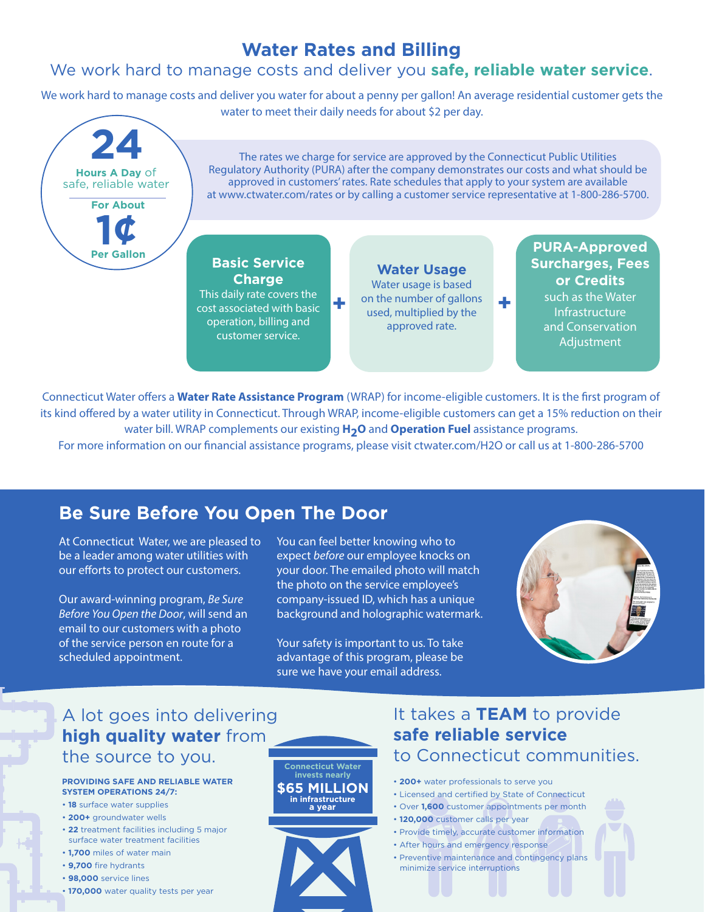# Water Rates and Billing

We work hard to manage costs and deliver you **safe, reliable water service**.

We work hard to manage costs and deliver you water for about a penny per gallon! An average residential customer gets the water to meet their daily needs for about $2 per day.

**24** **Hours A Day** of safe, reliable water

**For About** **1¢** **Per Gallon**

The rates we charge for service are approved by the Connecticut Public Utilities Regulatory Authority (PURA) after the company demonstrates our costs and what should be approved in customers' rates. Rate schedules that apply to your system are available at www.ctwater.com/rates or by calling a customer service representative at 1-800-286-5700.

**Basic Service Charge**
This daily rate covers the cost associated with basic operation, billing and customer service.

**+**

**Water Usage**
Water usage is based on the number of gallons used, multiplied by the approved rate.

**+**

**PURA-Approved Surcharges, Fees or Credits**
such as the Water Infrastructure and Conservation Adjustment

Connecticut Water offers a **Water Rate Assistance Program** (WRAP) for income-eligible customers. It is the first program of its kind offered by a water utility in Connecticut. Through WRAP, income-eligible customers can get a 15% reduction on their water bill. WRAP complements our existing **$H_2O$** and **Operation Fuel** assistance programs.
For more information on our financial assistance programs, please visit ctwater.com/H2O or call us at 1-800-286-5700

## Be Sure Before You Open The Door

At Connecticut Water, we are pleased to be a leader among water utilities with our efforts to protect our customers.

Our award-winning program, *Be Sure Before You Open the Door*, will send an email to our customers with a photo of the service person en route for a scheduled appointment.

You can feel better knowing who to expect *before* our employee knocks on your door. The emailed photo will match the photo on the service employee's company-issued ID, which has a unique background and holographic watermark.

Your safety is important to us. To take advantage of this program, please be sure we have your email address.

## A lot goes into delivering **high quality water** from the source to you.

**PROVIDING SAFE AND RELIABLE WATER SYSTEM OPERATIONS 24/7:**

- **18** surface water supplies
- **200+** groundwater wells
- **22** treatment facilities including 5 major surface water treatment facilities
- **1,700** miles of water main
- **9,700** fire hydrants
- **98,000** service lines
- **170,000** water quality tests per year

Connecticut Water invests nearly **$65 MILLION** in infrastructure a year

## It takes a **TEAM** to provide **safe reliable service** to Connecticut communities.

- **200+** water professionals to serve you
- Licensed and certified by State of Connecticut
- Over **1,600** customer appointments per month
- **120,000** customer calls per year
- Provide timely, accurate customer information
- After hours and emergency response
- Preventive maintenance and contingency plans minimize service interruptions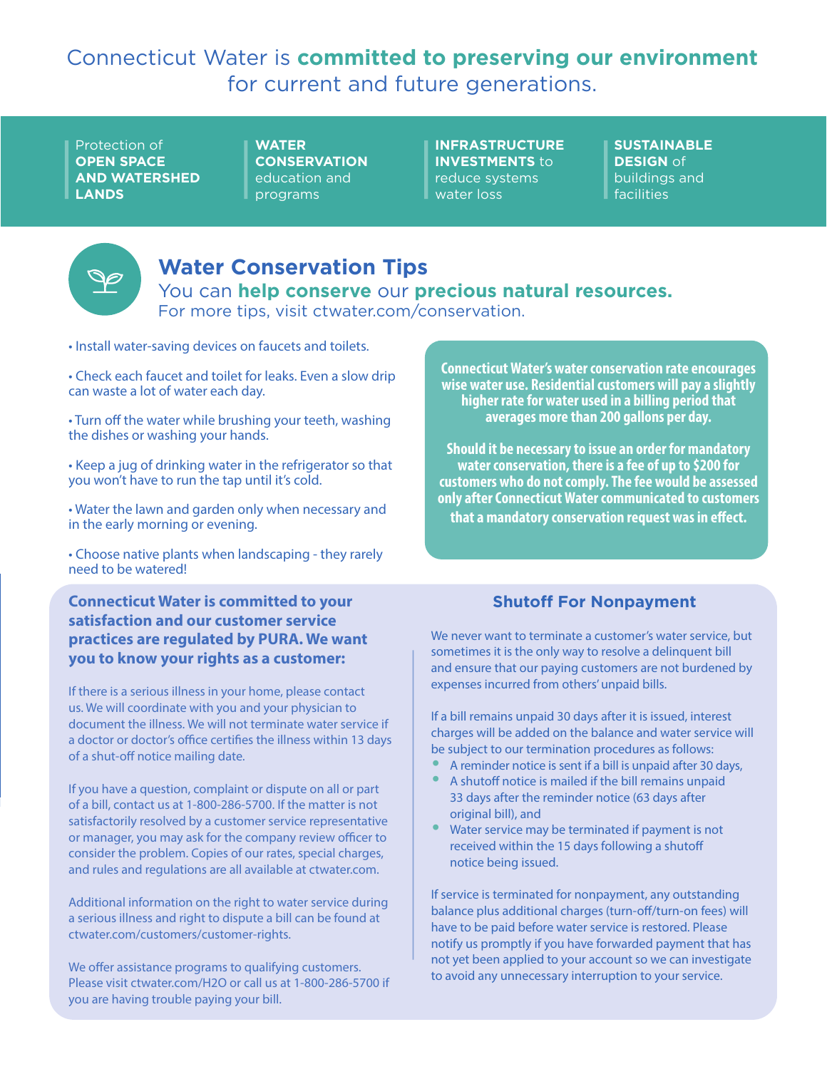# Connecticut Water is **committed to preserving our environment** for current and future generations.

- Protection of **OPEN SPACE AND WATERSHED LANDS**
- **WATER CONSERVATION** education and programs
- **INFRASTRUCTURE INVESTMENTS** to reduce systems water loss
- **SUSTAINABLE DESIGN** of buildings and facilities

## Water Conservation Tips

You can **help conserve** our **precious natural resources.**
For more tips, visit ctwater.com/conservation.

- Install water-saving devices on faucets and toilets.
- Check each faucet and toilet for leaks. Even a slow drip can waste a lot of water each day.
- Turn off the water while brushing your teeth, washing the dishes or washing your hands.
- Keep a jug of drinking water in the refrigerator so that you won't have to run the tap until it's cold.
- Water the lawn and garden only when necessary and in the early morning or evening.
- Choose native plants when landscaping - they rarely need to be watered!

**Connecticut Water's water conservation rate encourages wise water use. Residential customers will pay a slightly higher rate for water used in a billing period that averages more than 200 gallons per day.**

**Should it be necessary to issue an order for mandatory water conservation, there is a fee of up to $200 for customers who do not comply. The fee would be assessed only after Connecticut Water communicated to customers that a mandatory conservation request was in effect.**

### Connecticut Water is committed to your satisfaction and our customer service practices are regulated by PURA. We want you to know your rights as a customer:

If there is a serious illness in your home, please contact us. We will coordinate with you and your physician to document the illness. We will not terminate water service if a doctor or doctor's office certifies the illness within 13 days of a shut-off notice mailing date.

If you have a question, complaint or dispute on all or part of a bill, contact us at 1-800-286-5700. If the matter is not satisfactorily resolved by a customer service representative or manager, you may ask for the company review officer to consider the problem. Copies of our rates, special charges, and rules and regulations are all available at ctwater.com.

Additional information on the right to water service during a serious illness and right to dispute a bill can be found at ctwater.com/customers/customer-rights.

We offer assistance programs to qualifying customers. Please visit ctwater.com/H2O or call us at 1-800-286-5700 if you are having trouble paying your bill.

### Shutoff For Nonpayment

We never want to terminate a customer's water service, but sometimes it is the only way to resolve a delinquent bill and ensure that our paying customers are not burdened by expenses incurred from others' unpaid bills.

If a bill remains unpaid 30 days after it is issued, interest charges will be added on the balance and water service will be subject to our termination procedures as follows:

- A reminder notice is sent if a bill is unpaid after 30 days,
- A shutoff notice is mailed if the bill remains unpaid 33 days after the reminder notice (63 days after original bill), and
- Water service may be terminated if payment is not received within the 15 days following a shutoff notice being issued.

If service is terminated for nonpayment, any outstanding balance plus additional charges (turn-off/turn-on fees) will have to be paid before water service is restored. Please notify us promptly if you have forwarded payment that has not yet been applied to your account so we can investigate to avoid any unnecessary interruption to your service.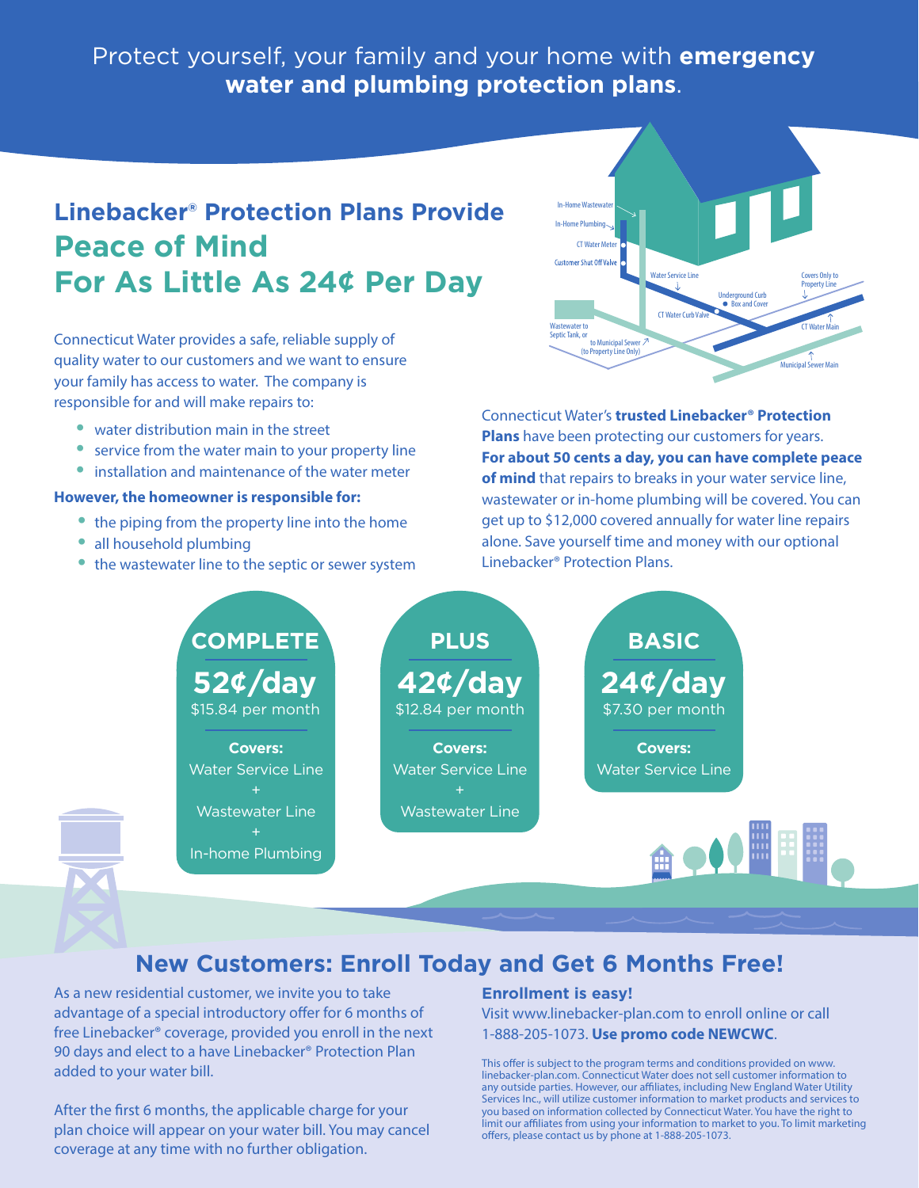# Protect yourself, your family and your home with **emergency water and plumbing protection plans**.

## Linebacker® Protection Plans Provide Peace of Mind For As Little As 24¢ Per Day

Connecticut Water provides a safe, reliable supply of quality water to our customers and we want to ensure your family has access to water. The company is responsible for and will make repairs to:

- water distribution main in the street
- service from the water main to your property line
- installation and maintenance of the water meter

**However, the homeowner is responsible for:**

- the piping from the property line into the home
- all household plumbing
- the wastewater line to the septic or sewer system

In-Home Wastewater
In-Home Plumbing
CT Water Meter
Customer Shut Off Valve
Water Service Line
Underground Curb Box and Cover
Covers Only to Property Line
CT Water Curb Valve
CT Water Main
Wastewater to Septic Tank, or
to Municipal Sewer (to Property Line Only)
Municipal Sewer Main

Connecticut Water's **trusted Linebacker® Protection Plans** have been protecting our customers for years. **For about 50 cents a day, you can have complete peace of mind** that repairs to breaks in your water service line, wastewater or in-home plumbing will be covered. You can get up to $12,000 covered annually for water line repairs alone. Save yourself time and money with our optional Linebacker® Protection Plans.

| COMPLETE | PLUS | BASIC |
| --- | --- | --- |
| **52¢/day** | **42¢/day** | **24¢/day** |
| $15.84 per month | $12.84 per month | $7.30 per month |
| **Covers:** Water Service Line + Wastewater Line + In-home Plumbing | **Covers:** Water Service Line + Wastewater Line | **Covers:** Water Service Line |

## New Customers: Enroll Today and Get 6 Months Free!

As a new residential customer, we invite you to take advantage of a special introductory offer for 6 months of free Linebacker® coverage, provided you enroll in the next 90 days and elect to a have Linebacker® Protection Plan added to your water bill.

After the first 6 months, the applicable charge for your plan choice will appear on your water bill. You may cancel coverage at any time with no further obligation.

**Enrollment is easy!**

Visit www.linebacker-plan.com to enroll online or call 1-888-205-1073. **Use promo code NEWCWC**.

This offer is subject to the program terms and conditions provided on www.linebacker-plan.com. Connecticut Water does not sell customer information to any outside parties. However, our affiliates, including New England Water Utility Services Inc., will utilize customer information to market products and services to you based on information collected by Connecticut Water. You have the right to limit our affiliates from using your information to market to you. To limit marketing offers, please contact us by phone at 1-888-205-1073.